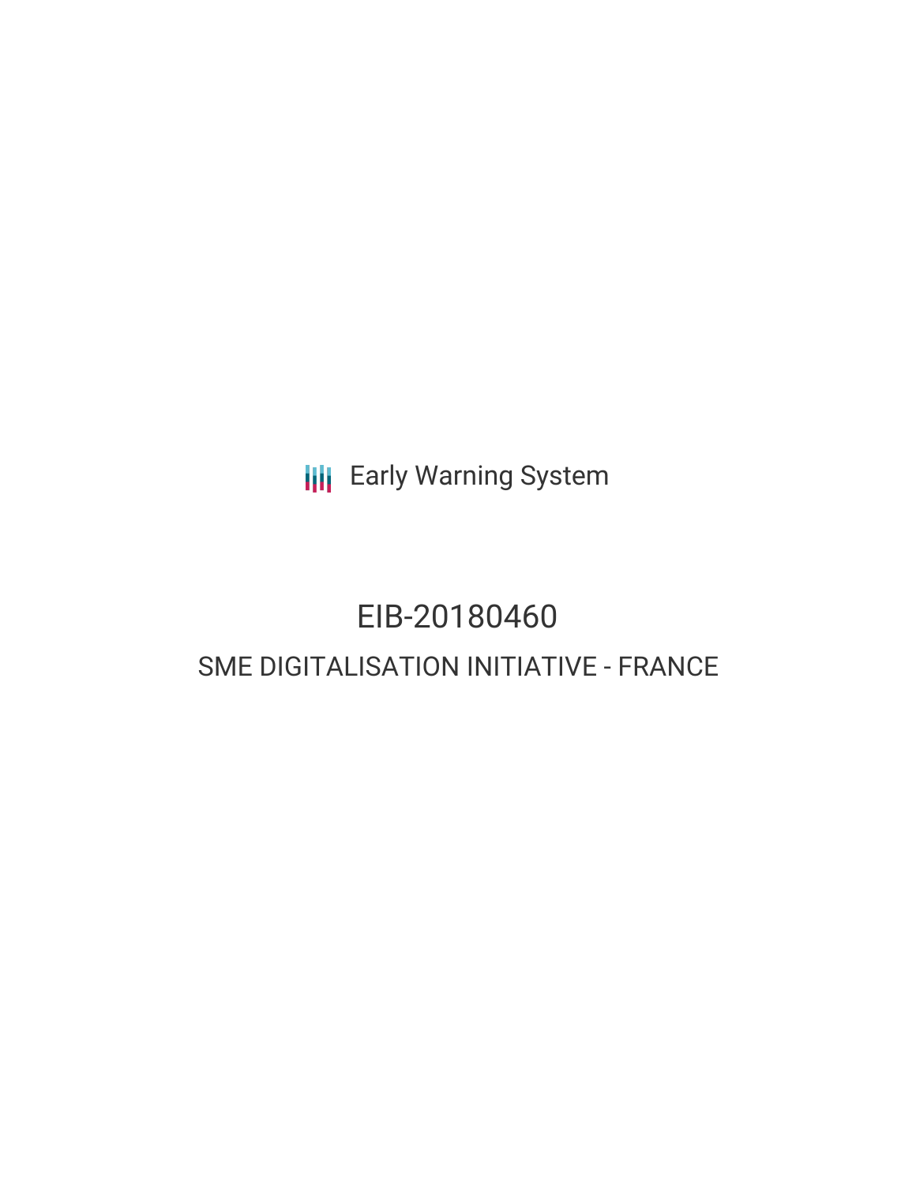Early Warning System

# EIB-20180460

## SME DIGITALISATION INITIATIVE - FRANCE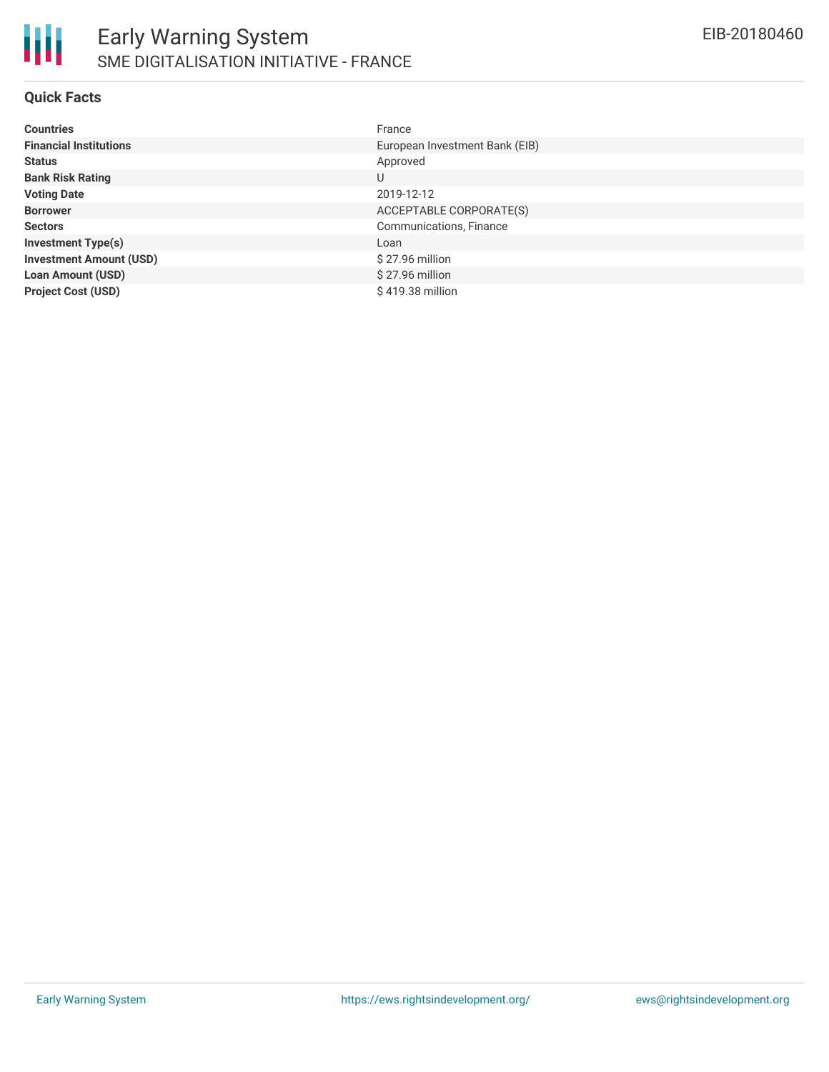# Early Warning System

## SME DIGITALISATION INITIATIVE - FRANCE

EIB-20180460

### Quick Facts

| | |
|---|---|
| **Countries** | France |
| **Financial Institutions** | European Investment Bank (EIB) |
| **Status** | Approved |
| **Bank Risk Rating** | U |
| **Voting Date** | 2019-12-12 |
| **Borrower** | ACCEPTABLE CORPORATE(S) |
| **Sectors** | Communications, Finance |
| **Investment Type(s)** | Loan |
| **Investment Amount (USD)** | $ 27.96 million |
| **Loan Amount (USD)** | $ 27.96 million |
| **Project Cost (USD)** | $ 419.38 million |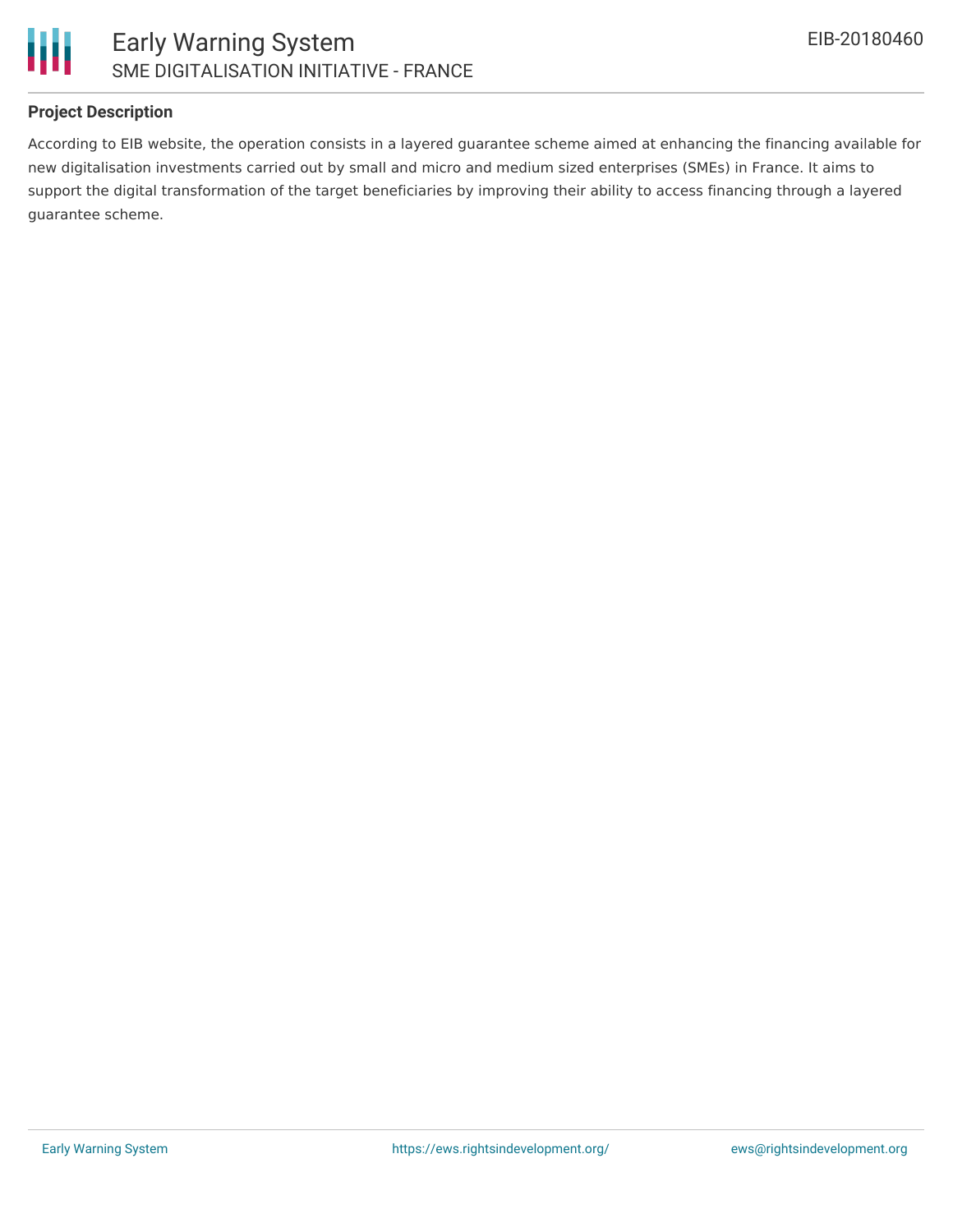**Project Description**

According to EIB website, the operation consists in a layered guarantee scheme aimed at enhancing the financing available for new digitalisation investments carried out by small and micro and medium sized enterprises (SMEs) in France. It aims to support the digital transformation of the target beneficiaries by improving their ability to access financing through a layered guarantee scheme.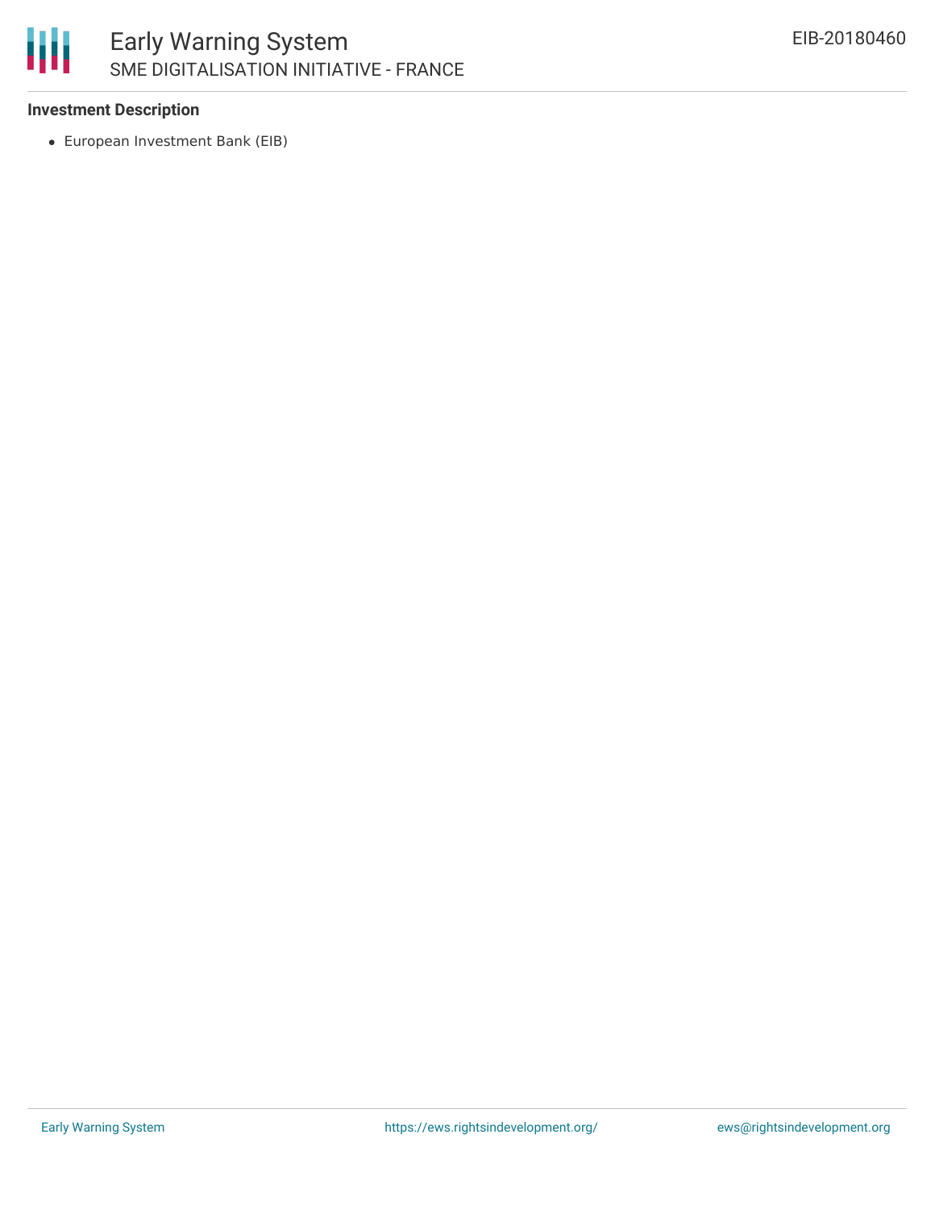**Investment Description**

- European Investment Bank (EIB)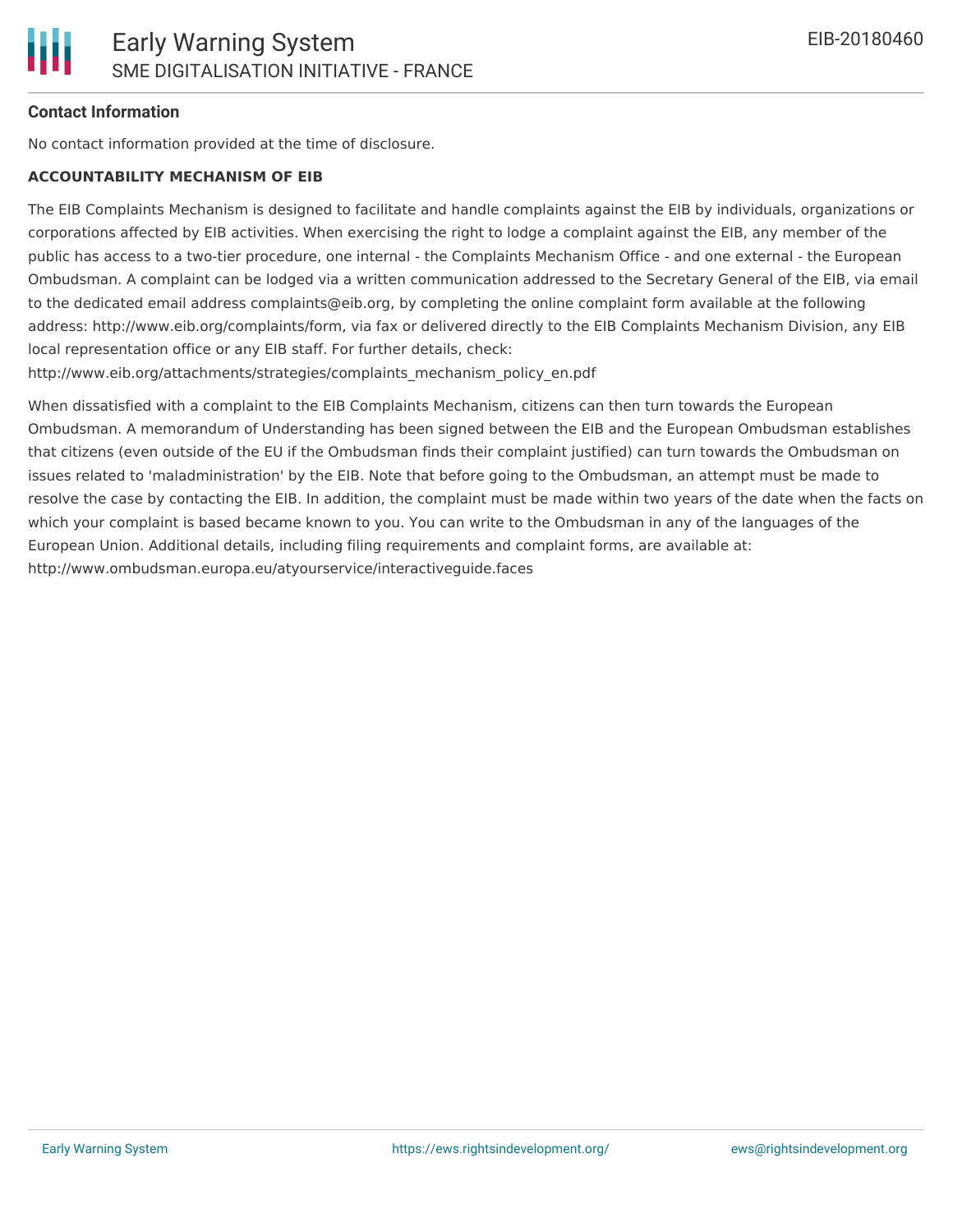### Contact Information

No contact information provided at the time of disclosure.

**ACCOUNTABILITY MECHANISM OF EIB**

The EIB Complaints Mechanism is designed to facilitate and handle complaints against the EIB by individuals, organizations or corporations affected by EIB activities. When exercising the right to lodge a complaint against the EIB, any member of the public has access to a two-tier procedure, one internal - the Complaints Mechanism Office - and one external - the European Ombudsman. A complaint can be lodged via a written communication addressed to the Secretary General of the EIB, via email to the dedicated email address complaints@eib.org, by completing the online complaint form available at the following address: http://www.eib.org/complaints/form, via fax or delivered directly to the EIB Complaints Mechanism Division, any EIB local representation office or any EIB staff. For further details, check: http://www.eib.org/attachments/strategies/complaints_mechanism_policy_en.pdf

When dissatisfied with a complaint to the EIB Complaints Mechanism, citizens can then turn towards the European Ombudsman. A memorandum of Understanding has been signed between the EIB and the European Ombudsman establishes that citizens (even outside of the EU if the Ombudsman finds their complaint justified) can turn towards the Ombudsman on issues related to 'maladministration' by the EIB. Note that before going to the Ombudsman, an attempt must be made to resolve the case by contacting the EIB. In addition, the complaint must be made within two years of the date when the facts on which your complaint is based became known to you. You can write to the Ombudsman in any of the languages of the European Union. Additional details, including filing requirements and complaint forms, are available at: http://www.ombudsman.europa.eu/atyourservice/interactiveguide.faces